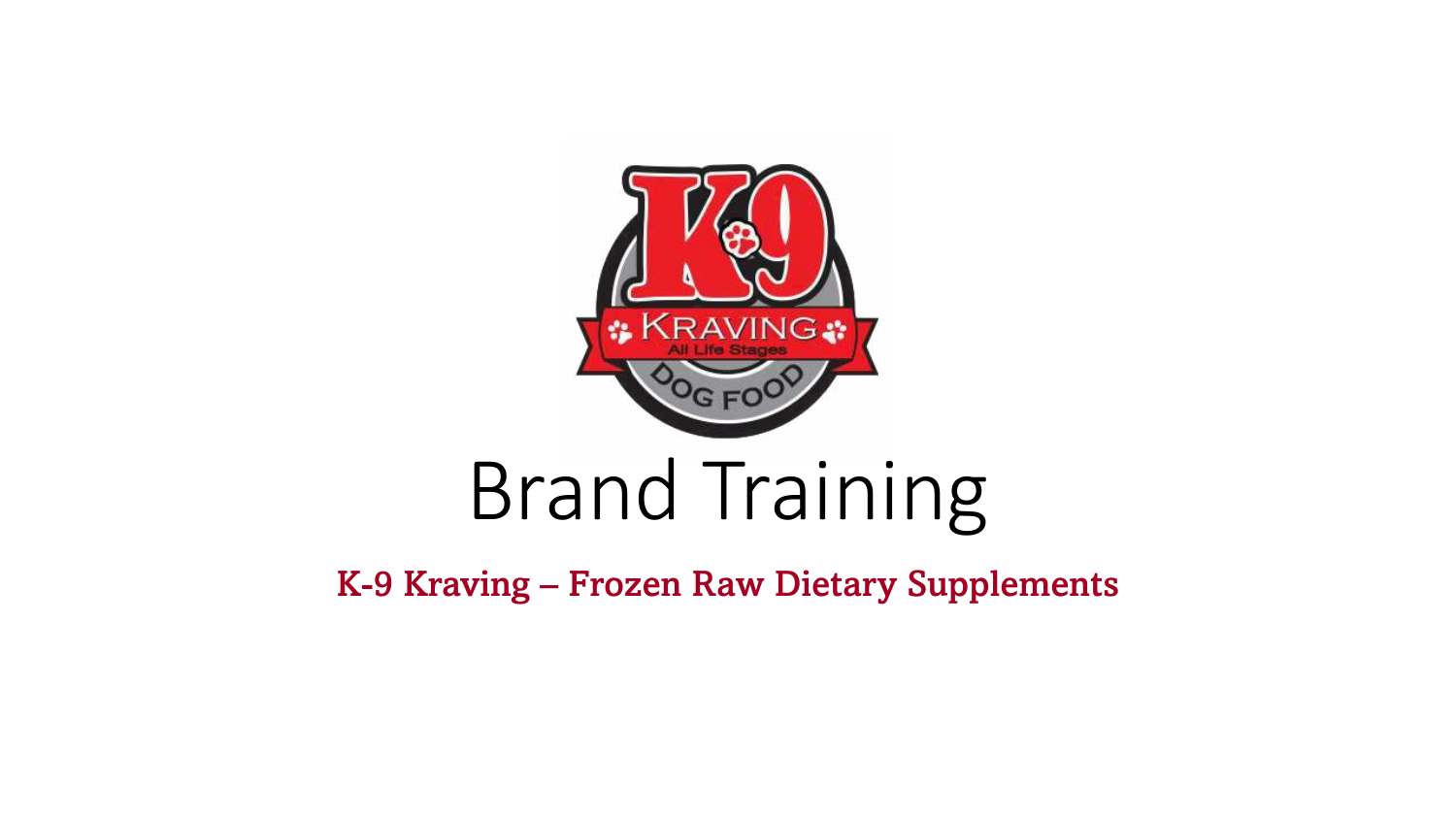# Brand Training

## K-9 Kraving – Frozen Raw Dietary Supplements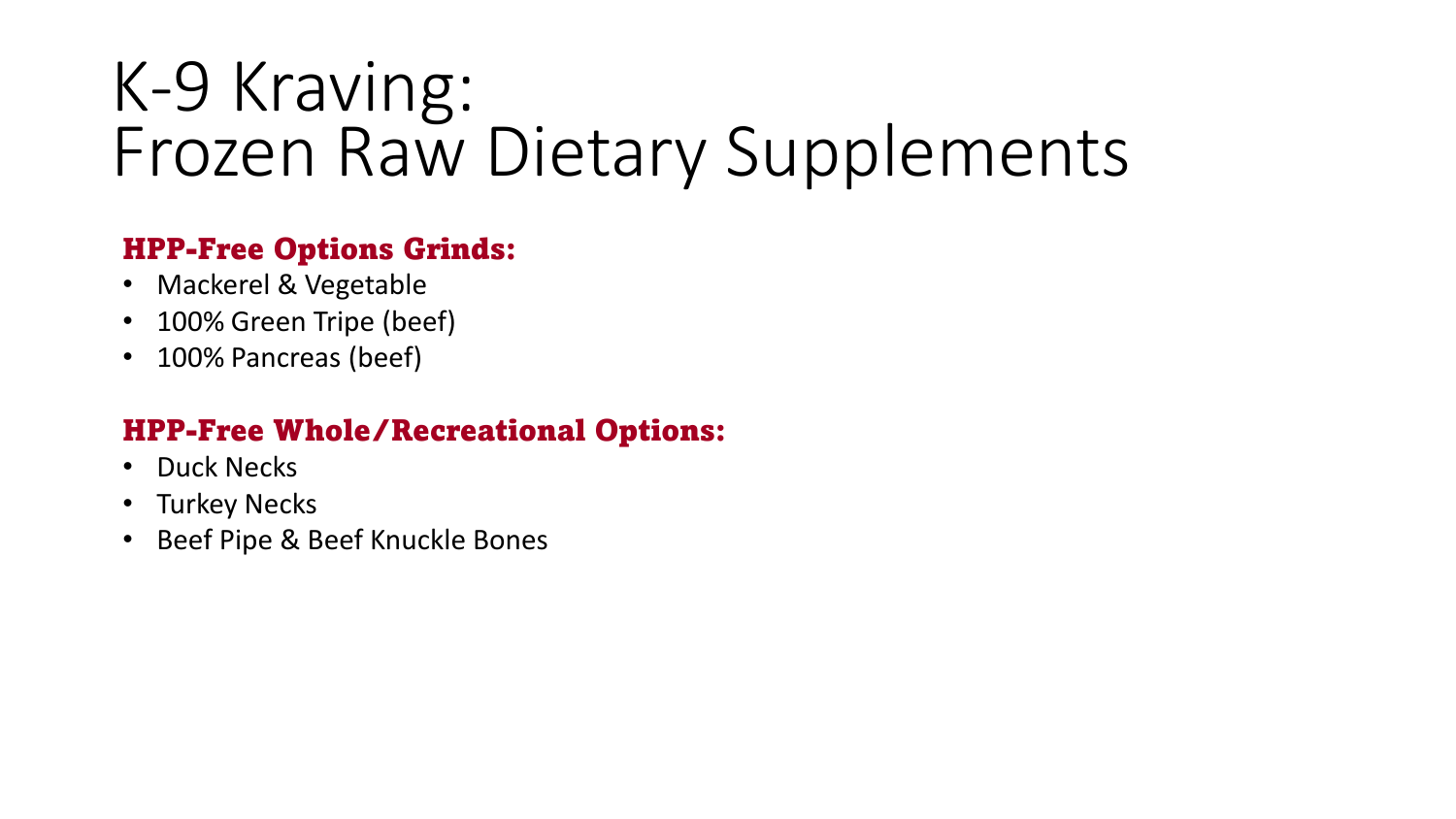# K-9 Kraving:
# Frozen Raw Dietary Supplements

### HPP-Free Options Grinds:

- Mackerel & Vegetable
- 100% Green Tripe (beef)
- 100% Pancreas (beef)

### HPP-Free Whole/Recreational Options:

- Duck Necks
- Turkey Necks
- Beef Pipe & Beef Knuckle Bones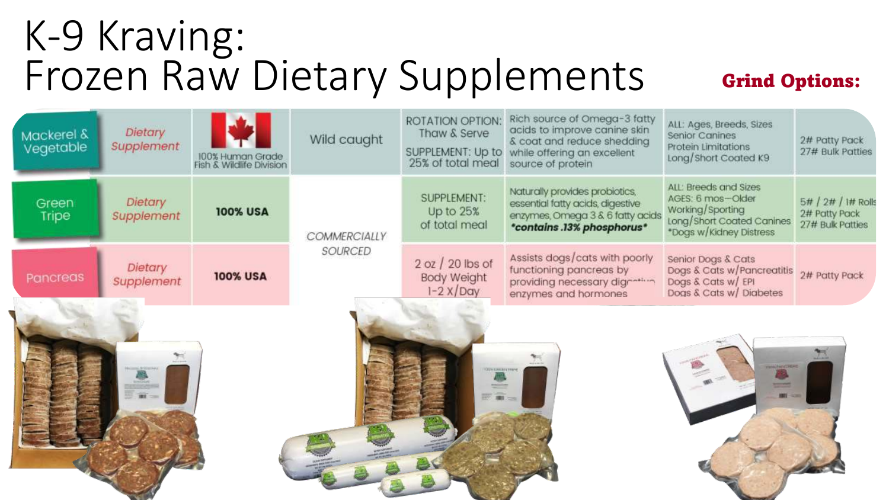# K-9 Kraving: Frozen Raw Dietary Supplements

| | | | | | | | Grind Options: |
|---|---|---|---|---|---|---|---|
| Mackerel & Vegetable | *Dietary Supplement* | 100% Human Grade Fish & Wildlife Division | Wild caught | ROTATION OPTION: Thaw & Serve<br>SUPPLEMENT: Up to 25% of total meal | Rich source of Omega-3 fatty acids to improve canine skin & coat and reduce shedding while offering an excellent source of protein | ALL: Ages, Breeds, Sizes<br>Senior Canines<br>Protein Limitations<br>Long/Short Coated K9 | 2# Patty Pack<br>27# Bulk Patties |
| Green Tripe | *Dietary Supplement* | **100% USA** | *COMMERCIALLY SOURCED* | SUPPLEMENT: Up to 25% of total meal | Naturally provides probiotics, essential fatty acids, digestive enzymes, Omega 3 & 6 fatty acids ***contains .13% phosphorus*** | ALL: Breeds and Sizes<br>AGES: 6 mos–Older<br>Working/Sporting<br>Long/Short Coated Canines<br>*Dogs w/Kidney Distress | 5# / 2# / 1# Rolls<br>2# Patty Pack<br>27# Bulk Patties |
| Pancreas | *Dietary Supplement* | **100% USA** | | 2 oz / 20 lbs of Body Weight 1-2 x/Day | Assists dogs/cats with poorly functioning pancreas by providing necessary digestive enzymes and hormones | Senior Dogs & Cats<br>Dogs & Cats w/Pancreatitis<br>Dogs & Cats w/ EPI<br>Dogs & Cats w/ Diabetes | 2# Patty Pack |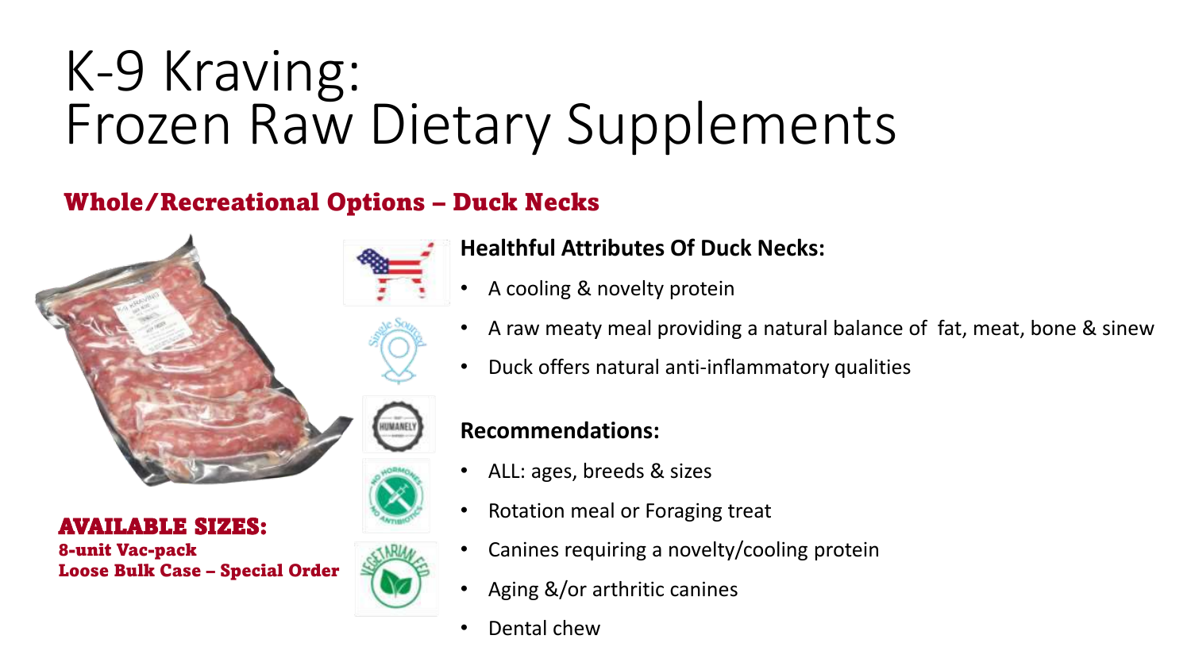# K-9 Kraving: Frozen Raw Dietary Supplements

## Whole/Recreational Options – Duck Necks

**AVAILABLE SIZES:**
**8-unit Vac-pack**
**Loose Bulk Case – Special Order**

### Healthful Attributes Of Duck Necks:

- A cooling & novelty protein
- A raw meaty meal providing a natural balance of fat, meat, bone & sinew
- Duck offers natural anti-inflammatory qualities

### Recommendations:

- ALL: ages, breeds & sizes
- Rotation meal or Foraging treat
- Canines requiring a novelty/cooling protein
- Aging &/or arthritic canines
- Dental chew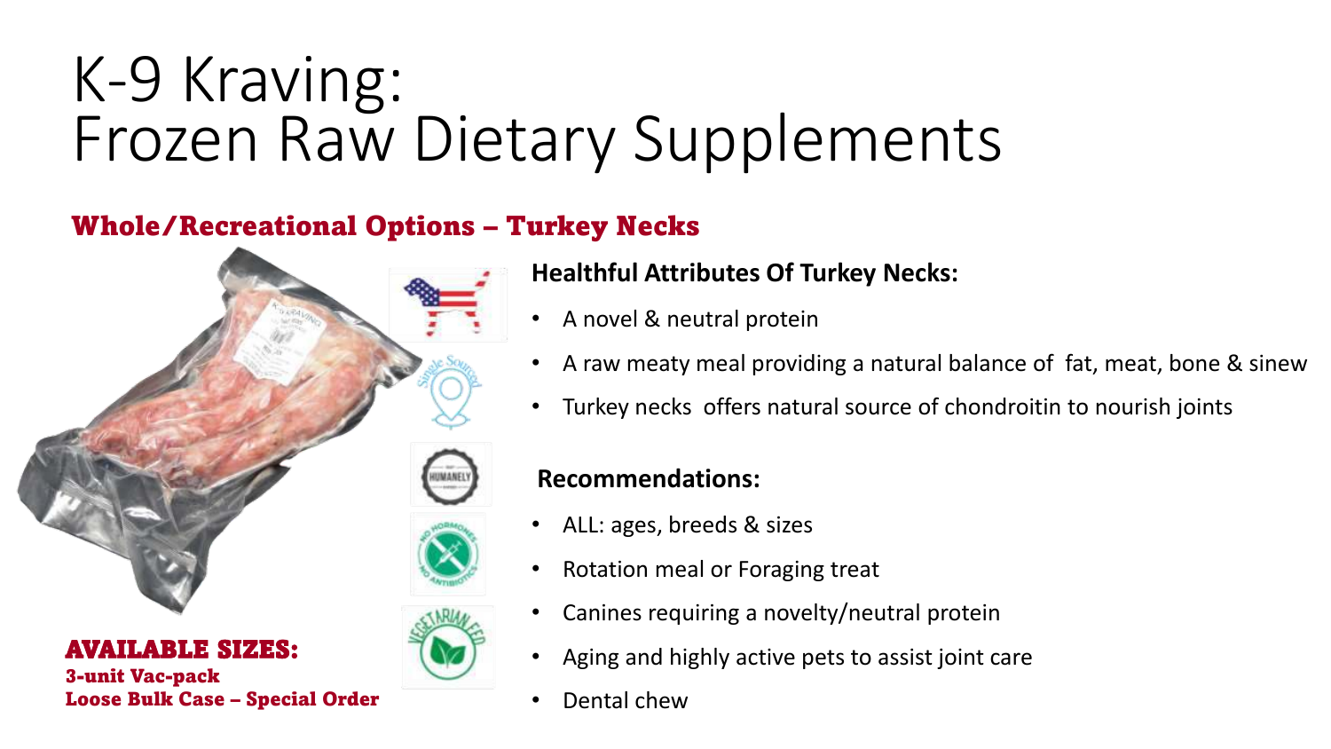# K-9 Kraving:
# Frozen Raw Dietary Supplements

## Whole/Recreational Options – Turkey Necks

**AVAILABLE SIZES:**
**3-unit Vac-pack**
**Loose Bulk Case – Special Order**

### Healthful Attributes Of Turkey Necks:

- A novel & neutral protein
- A raw meaty meal providing a natural balance of fat, meat, bone & sinew
- Turkey necks offers natural source of chondroitin to nourish joints

### Recommendations:

- ALL: ages, breeds & sizes
- Rotation meal or Foraging treat
- Canines requiring a novelty/neutral protein
- Aging and highly active pets to assist joint care
- Dental chew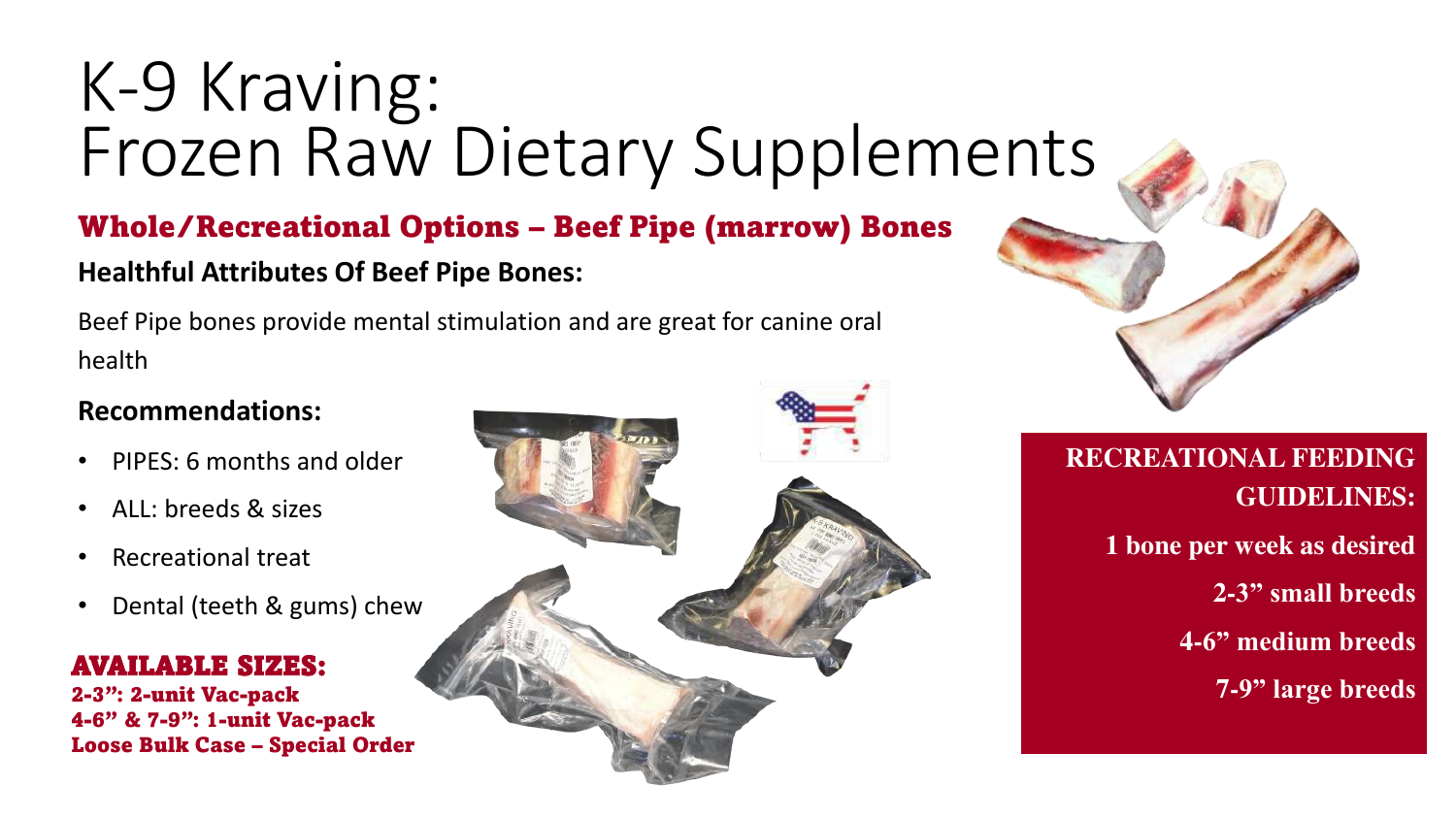# K-9 Kraving: Frozen Raw Dietary Supplements

## Whole/Recreational Options – Beef Pipe (marrow) Bones

**Healthful Attributes Of Beef Pipe Bones:**

Beef Pipe bones provide mental stimulation and are great for canine oral health

**Recommendations:**

- PIPES: 6 months and older
- ALL: breeds & sizes
- Recreational treat
- Dental (teeth & gums) chew

**AVAILABLE SIZES:**

**2-3": 2-unit Vac-pack**
**4-6" & 7-9": 1-unit Vac-pack**
**Loose Bulk Case – Special Order**

**RECREATIONAL FEEDING GUIDELINES:**

**1 bone per week as desired**

**2-3" small breeds**

**4-6" medium breeds**

**7-9" large breeds**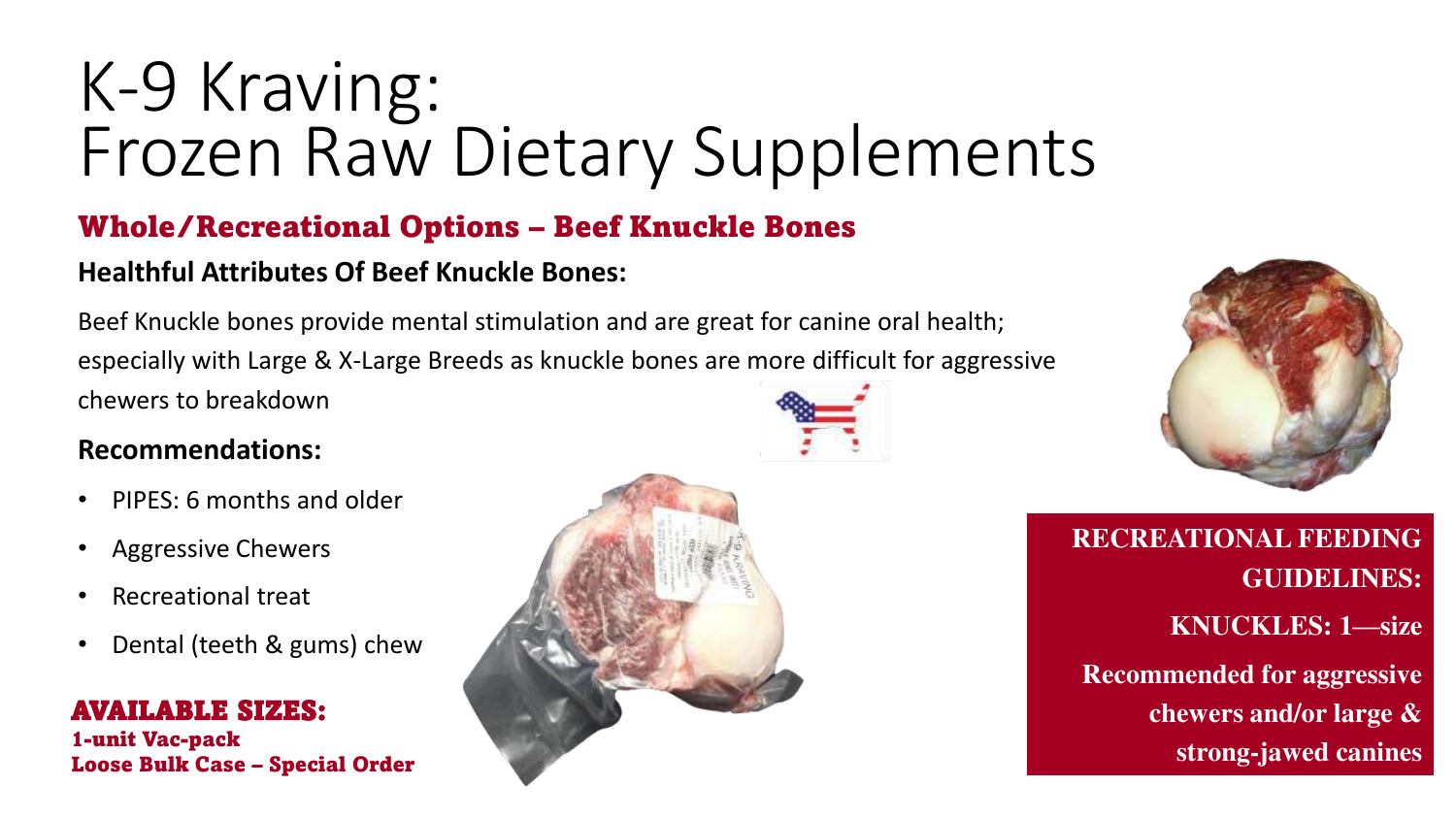# K-9 Kraving: Frozen Raw Dietary Supplements

## Whole/Recreational Options – Beef Knuckle Bones

**Healthful Attributes Of Beef Knuckle Bones:**

Beef Knuckle bones provide mental stimulation and are great for canine oral health; especially with Large & X-Large Breeds as knuckle bones are more difficult for aggressive chewers to breakdown

**Recommendations:**

- PIPES: 6 months and older
- Aggressive Chewers
- Recreational treat
- Dental (teeth & gums) chew

**AVAILABLE SIZES:**
**1-unit Vac-pack**
**Loose Bulk Case – Special Order**

**RECREATIONAL FEEDING GUIDELINES:**

**KNUCKLES: 1—size**

**Recommended for aggressive chewers and/or large & strong-jawed canines**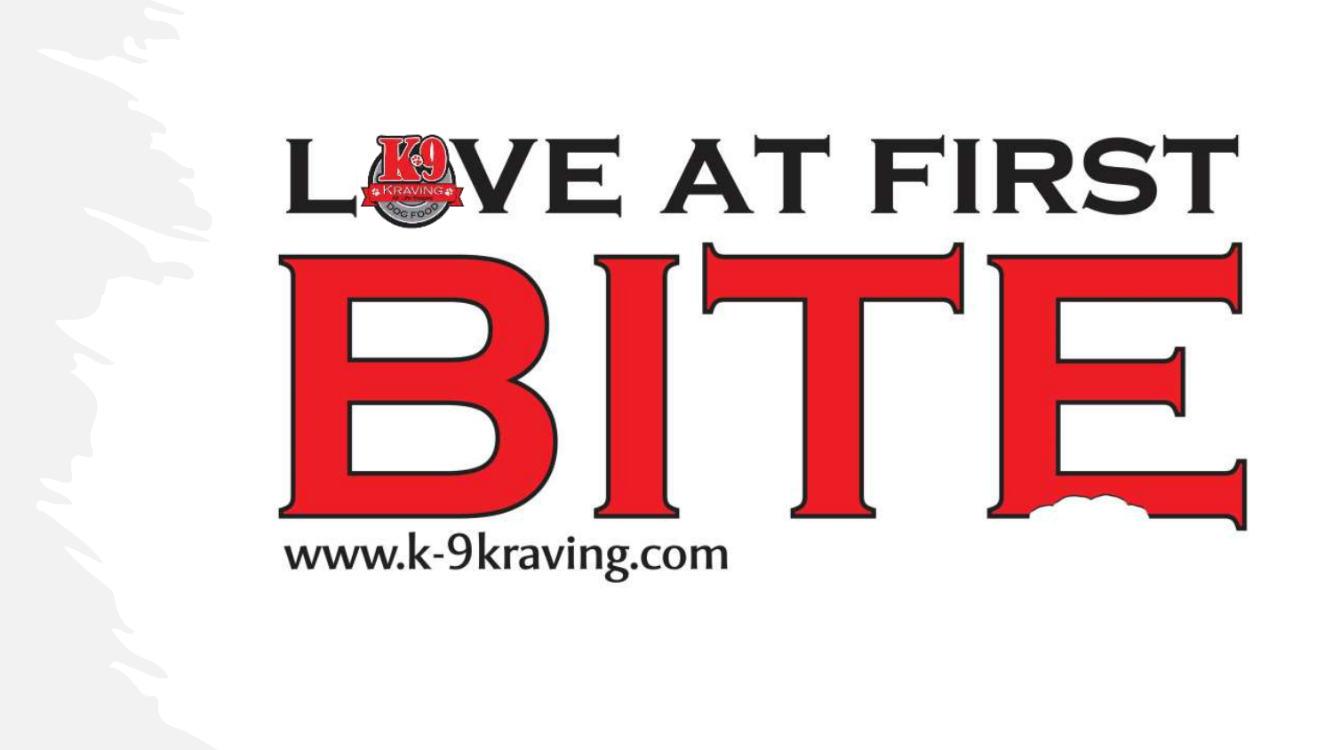# LOVE AT FIRST BITE

www.k-9kraving.com